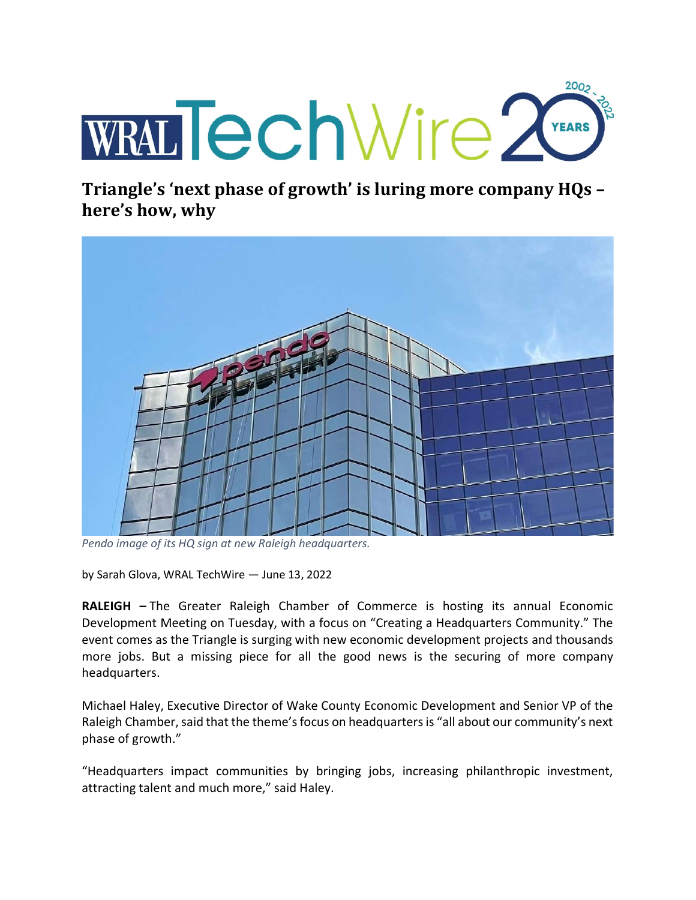# Triangle's 'next phase of growth' is luring more company HQs – here's how, why

*Pendo image of its HQ sign at new Raleigh headquarters.*

by Sarah Glova, WRAL TechWire — June 13, 2022

**RALEIGH –** The Greater Raleigh Chamber of Commerce is hosting its annual Economic Development Meeting on Tuesday, with a focus on "Creating a Headquarters Community." The event comes as the Triangle is surging with new economic development projects and thousands more jobs. But a missing piece for all the good news is the securing of more company headquarters.

Michael Haley, Executive Director of Wake County Economic Development and Senior VP of the Raleigh Chamber, said that the theme's focus on headquarters is "all about our community's next phase of growth."

"Headquarters impact communities by bringing jobs, increasing philanthropic investment, attracting talent and much more," said Haley.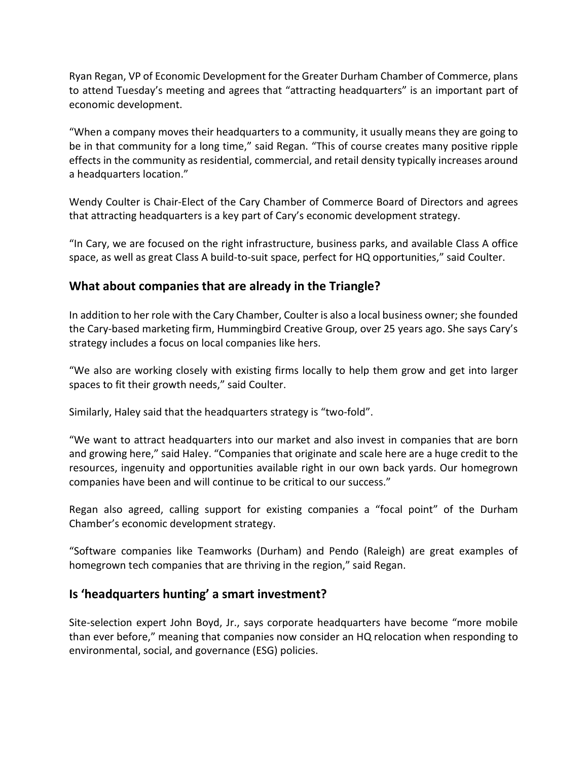Ryan Regan, VP of Economic Development for the Greater Durham Chamber of Commerce, plans to attend Tuesday's meeting and agrees that "attracting headquarters" is an important part of economic development.

"When a company moves their headquarters to a community, it usually means they are going to be in that community for a long time," said Regan. "This of course creates many positive ripple effects in the community as residential, commercial, and retail density typically increases around a headquarters location."

Wendy Coulter is Chair-Elect of the Cary Chamber of Commerce Board of Directors and agrees that attracting headquarters is a key part of Cary's economic development strategy.

"In Cary, we are focused on the right infrastructure, business parks, and available Class A office space, as well as great Class A build-to-suit space, perfect for HQ opportunities," said Coulter.

## What about companies that are already in the Triangle?

In addition to her role with the Cary Chamber, Coulter is also a local business owner; she founded the Cary-based marketing firm, Hummingbird Creative Group, over 25 years ago. She says Cary's strategy includes a focus on local companies like hers.

"We also are working closely with existing firms locally to help them grow and get into larger spaces to fit their growth needs," said Coulter.

Similarly, Haley said that the headquarters strategy is "two-fold".

"We want to attract headquarters into our market and also invest in companies that are born and growing here," said Haley. "Companies that originate and scale here are a huge credit to the resources, ingenuity and opportunities available right in our own back yards. Our homegrown companies have been and will continue to be critical to our success."

Regan also agreed, calling support for existing companies a "focal point" of the Durham Chamber's economic development strategy.

"Software companies like Teamworks (Durham) and Pendo (Raleigh) are great examples of homegrown tech companies that are thriving in the region," said Regan.

## Is 'headquarters hunting' a smart investment?

Site-selection expert John Boyd, Jr., says corporate headquarters have become "more mobile than ever before," meaning that companies now consider an HQ relocation when responding to environmental, social, and governance (ESG) policies.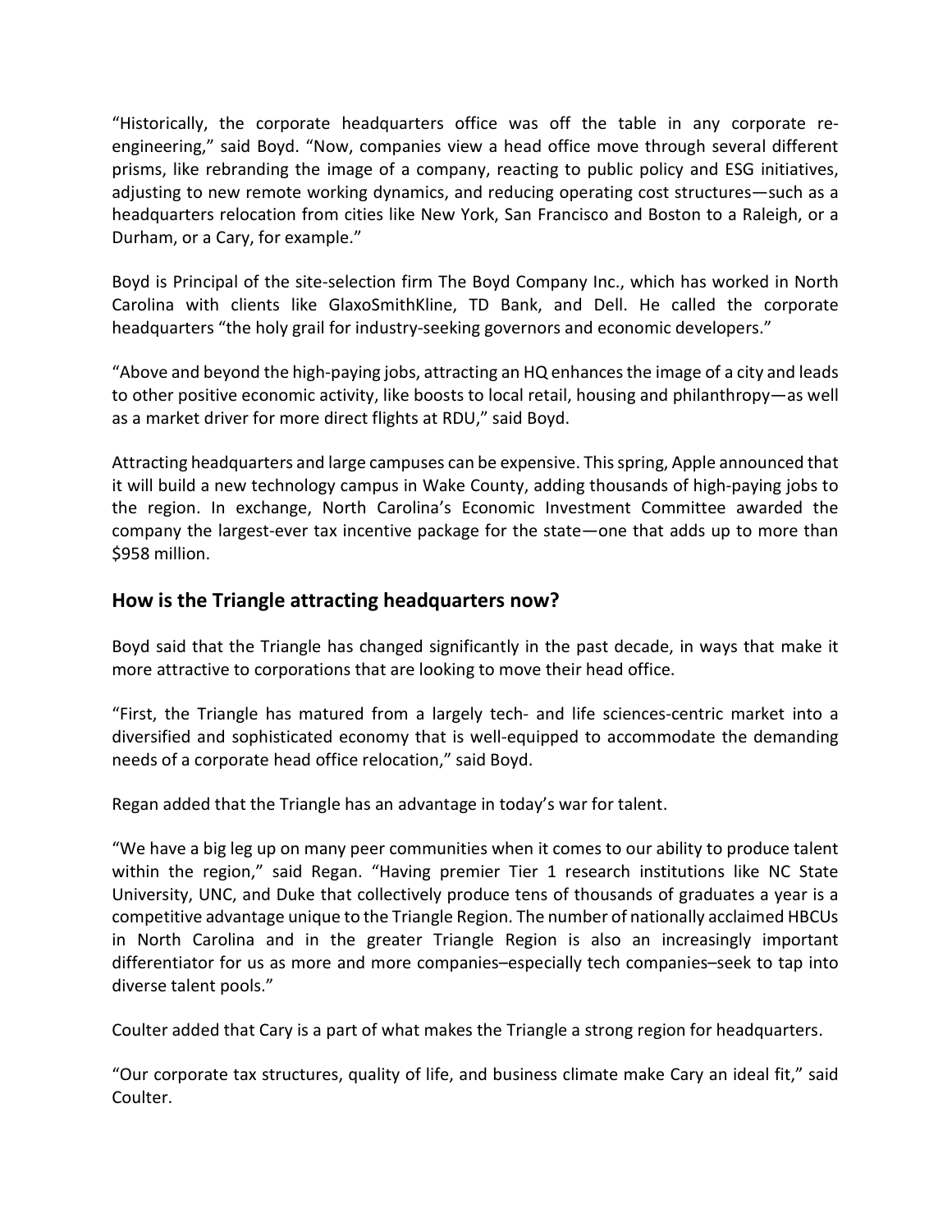"Historically, the corporate headquarters office was off the table in any corporate re-engineering," said Boyd. "Now, companies view a head office move through several different prisms, like rebranding the image of a company, reacting to public policy and ESG initiatives, adjusting to new remote working dynamics, and reducing operating cost structures—such as a headquarters relocation from cities like New York, San Francisco and Boston to a Raleigh, or a Durham, or a Cary, for example."

Boyd is Principal of the site-selection firm The Boyd Company Inc., which has worked in North Carolina with clients like GlaxoSmithKline, TD Bank, and Dell. He called the corporate headquarters "the holy grail for industry-seeking governors and economic developers."

"Above and beyond the high-paying jobs, attracting an HQ enhances the image of a city and leads to other positive economic activity, like boosts to local retail, housing and philanthropy—as well as a market driver for more direct flights at RDU," said Boyd.

Attracting headquarters and large campuses can be expensive. This spring, Apple announced that it will build a new technology campus in Wake County, adding thousands of high-paying jobs to the region. In exchange, North Carolina's Economic Investment Committee awarded the company the largest-ever tax incentive package for the state—one that adds up to more than $958 million.

## How is the Triangle attracting headquarters now?

Boyd said that the Triangle has changed significantly in the past decade, in ways that make it more attractive to corporations that are looking to move their head office.

"First, the Triangle has matured from a largely tech- and life sciences-centric market into a diversified and sophisticated economy that is well-equipped to accommodate the demanding needs of a corporate head office relocation," said Boyd.

Regan added that the Triangle has an advantage in today's war for talent.

"We have a big leg up on many peer communities when it comes to our ability to produce talent within the region," said Regan. "Having premier Tier 1 research institutions like NC State University, UNC, and Duke that collectively produce tens of thousands of graduates a year is a competitive advantage unique to the Triangle Region. The number of nationally acclaimed HBCUs in North Carolina and in the greater Triangle Region is also an increasingly important differentiator for us as more and more companies–especially tech companies–seek to tap into diverse talent pools."

Coulter added that Cary is a part of what makes the Triangle a strong region for headquarters.

"Our corporate tax structures, quality of life, and business climate make Cary an ideal fit," said Coulter.